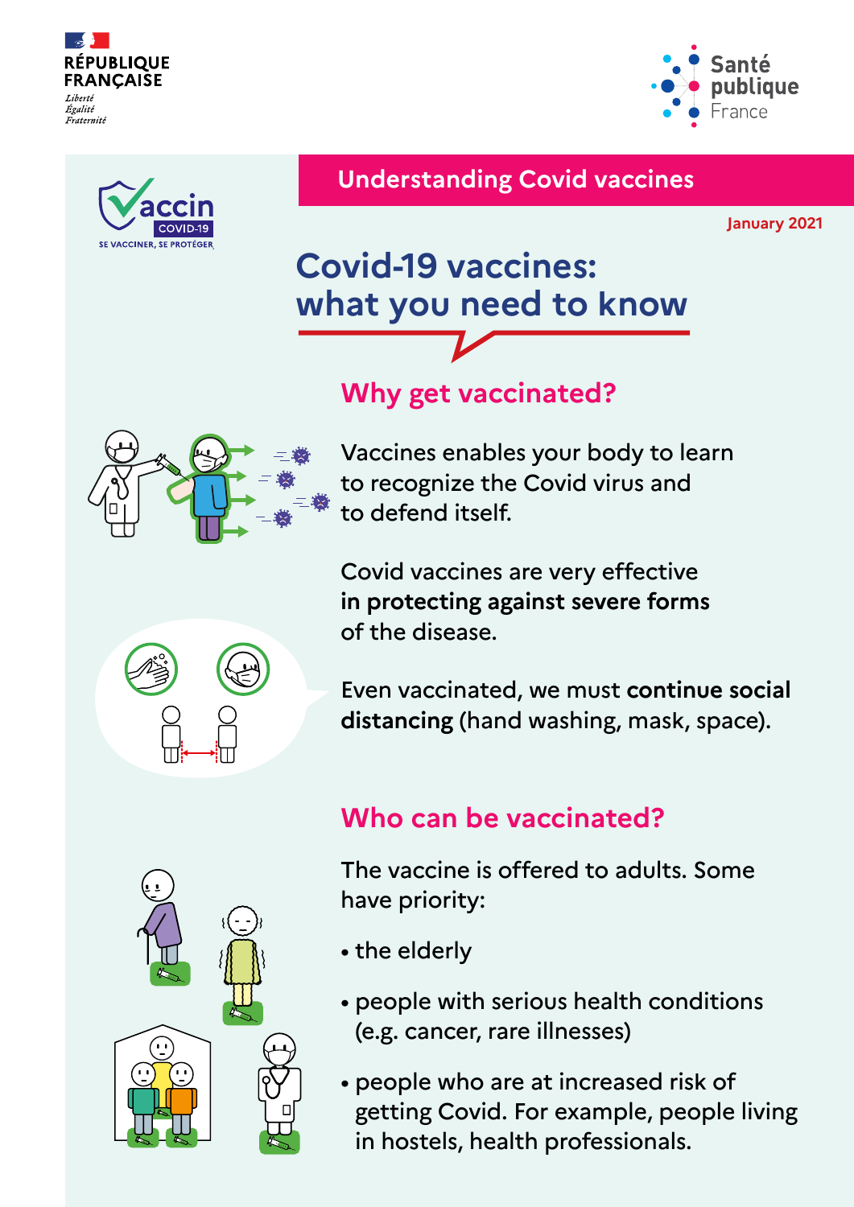RÉPUBLIQUE FRANÇAISE

*Liberté*
*Égalité*
*Fraternité*

Santé publique France

Vaccin COVID-19

SE VACCINER, SE PROTÉGER

**Understanding Covid vaccines**

January 2021

# Covid-19 vaccines: what you need to know

## Why get vaccinated?

Vaccines enables your body to learn to recognize the Covid virus and to defend itself.

Covid vaccines are very effective **in protecting against severe forms** of the disease.

Even vaccinated, we must **continue social distancing** (hand washing, mask, space).

## Who can be vaccinated?

The vaccine is offered to adults. Some have priority:

- the elderly
- people with serious health conditions (e.g. cancer, rare illnesses)
- people who are at increased risk of getting Covid. For example, people living in hostels, health professionals.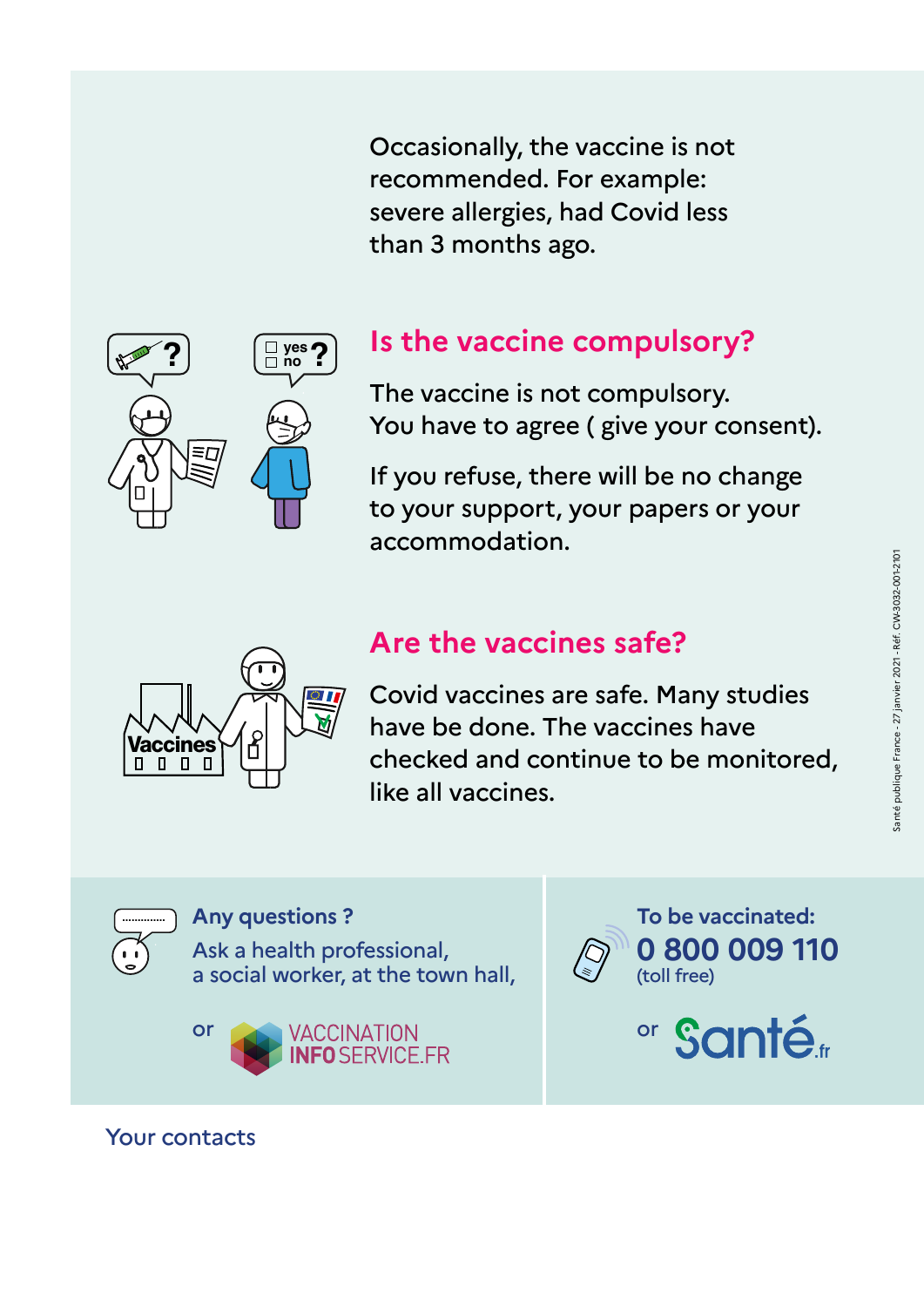Occasionally, the vaccine is not recommended. For example: severe allergies, had Covid less than 3 months ago.

## Is the vaccine compulsory?

The vaccine is not compulsory.
You have to agree ( give your consent).

If you refuse, there will be no change to your support, your papers or your accommodation.

## Are the vaccines safe?

Covid vaccines are safe. Many studies have be done. The vaccines have checked and continue to be monitored, like all vaccines.

**Any questions ?**
Ask a health professional, a social worker, at the town hall,

or VACCINATION INFO SERVICE.FR

**To be vaccinated:**
**0 800 009 110**
(toll free)

or Santé.fr

Your contacts

Santé publique France - 27 janvier 2021 - Réf. CW-3032-001-2101